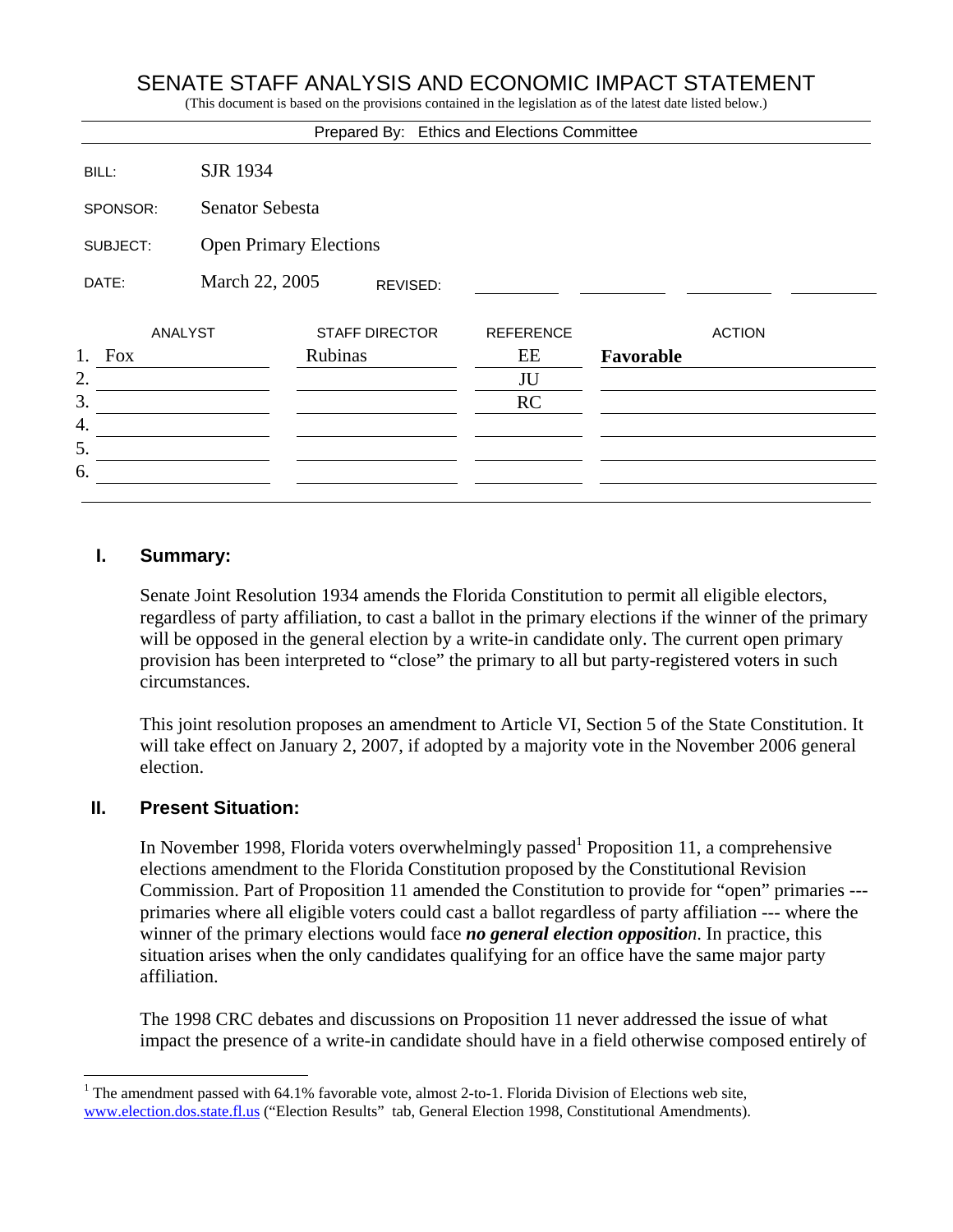# SENATE STAFF ANALYSIS AND ECONOMIC IMPACT STATEMENT

(This document is based on the provisions contained in the legislation as of the latest date listed below.)

Prepared By: Ethics and Elections Committee

| | |
|---|---|
| BILL: | SJR 1934 |
| SPONSOR: | Senator Sebesta |
| SUBJECT: | Open Primary Elections |
| DATE: | March 22, 2005 REVISED: |

| | ANALYST | STAFF DIRECTOR | REFERENCE | ACTION |
|---|---|---|---|---|
| 1. | Fox | Rubinas | EE | **Favorable** |
| 2. | | | JU | |
| 3. | | | RC | |
| 4. | | | | |
| 5. | | | | |
| 6. | | | | |

## I. Summary:

Senate Joint Resolution 1934 amends the Florida Constitution to permit all eligible electors, regardless of party affiliation, to cast a ballot in the primary elections if the winner of the primary will be opposed in the general election by a write-in candidate only. The current open primary provision has been interpreted to "close" the primary to all but party-registered voters in such circumstances.

This joint resolution proposes an amendment to Article VI, Section 5 of the State Constitution. It will take effect on January 2, 2007, if adopted by a majority vote in the November 2006 general election.

## II. Present Situation:

In November 1998, Florida voters overwhelmingly passed[1] Proposition 11, a comprehensive elections amendment to the Florida Constitution proposed by the Constitutional Revision Commission. Part of Proposition 11 amended the Constitution to provide for "open" primaries --- primaries where all eligible voters could cast a ballot regardless of party affiliation --- where the winner of the primary elections would face ***no general election opposition***. In practice, this situation arises when the only candidates qualifying for an office have the same major party affiliation.

The 1998 CRC debates and discussions on Proposition 11 never addressed the issue of what impact the presence of a write-in candidate should have in a field otherwise composed entirely of

[1] The amendment passed with 64.1% favorable vote, almost 2-to-1. Florida Division of Elections web site, www.election.dos.state.fl.us ("Election Results" tab, General Election 1998, Constitutional Amendments).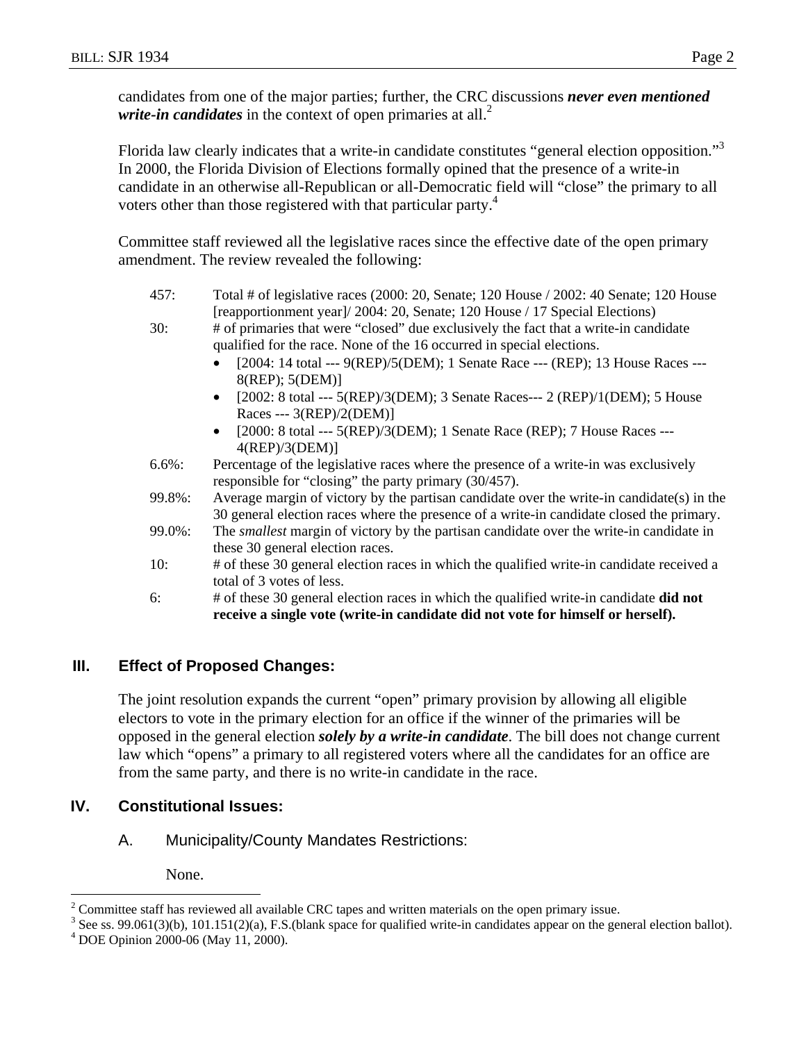candidates from one of the major parties; further, the CRC discussions ***never even mentioned write-in candidates*** in the context of open primaries at all.[2]

Florida law clearly indicates that a write-in candidate constitutes "general election opposition."[3] In 2000, the Florida Division of Elections formally opined that the presence of a write-in candidate in an otherwise all-Republican or all-Democratic field will "close" the primary to all voters other than those registered with that particular party.[4]

Committee staff reviewed all the legislative races since the effective date of the open primary amendment. The review revealed the following:

- 457: Total # of legislative races (2000: 20, Senate; 120 House / 2002: 40 Senate; 120 House [reapportionment year]/ 2004: 20, Senate; 120 House / 17 Special Elections)
- 30: # of primaries that were "closed" due exclusively the fact that a write-in candidate qualified for the race. None of the 16 occurred in special elections.
  - [2004: 14 total --- 9(REP)/5(DEM); 1 Senate Race --- (REP); 13 House Races --- 8(REP); 5(DEM)]
  - [2002: 8 total --- 5(REP)/3(DEM); 3 Senate Races--- 2 (REP)/1(DEM); 5 House Races --- 3(REP)/2(DEM)]
  - [2000: 8 total --- 5(REP)/3(DEM); 1 Senate Race (REP); 7 House Races --- 4(REP)/3(DEM)]
- 6.6%: Percentage of the legislative races where the presence of a write-in was exclusively responsible for "closing" the party primary (30/457).
- 99.8%: Average margin of victory by the partisan candidate over the write-in candidate(s) in the 30 general election races where the presence of a write-in candidate closed the primary.
- 99.0%: The *smallest* margin of victory by the partisan candidate over the write-in candidate in these 30 general election races.
- 10: # of these 30 general election races in which the qualified write-in candidate received a total of 3 votes of less.
- 6: # of these 30 general election races in which the qualified write-in candidate **did not receive a single vote (write-in candidate did not vote for himself or herself).**

## III. Effect of Proposed Changes:

The joint resolution expands the current "open" primary provision by allowing all eligible electors to vote in the primary election for an office if the winner of the primaries will be opposed in the general election ***solely by a write-in candidate***. The bill does not change current law which "opens" a primary to all registered voters where all the candidates for an office are from the same party, and there is no write-in candidate in the race.

## IV. Constitutional Issues:

### A. Municipality/County Mandates Restrictions:

None.

---

[2] Committee staff has reviewed all available CRC tapes and written materials on the open primary issue.

[3] See ss. 99.061(3)(b), 101.151(2)(a), F.S.(blank space for qualified write-in candidates appear on the general election ballot).

[4] DOE Opinion 2000-06 (May 11, 2000).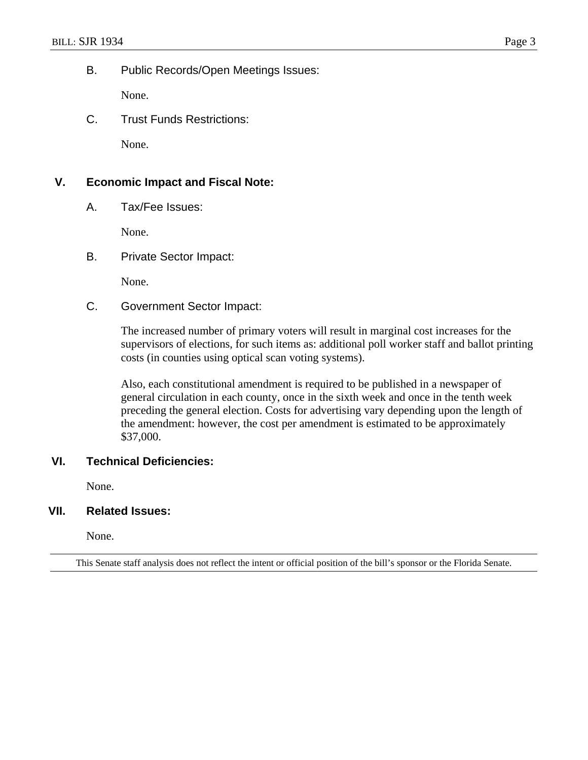### B. Public Records/Open Meetings Issues:

None.

### C. Trust Funds Restrictions:

None.

## V. Economic Impact and Fiscal Note:

### A. Tax/Fee Issues:

None.

### B. Private Sector Impact:

None.

### C. Government Sector Impact:

The increased number of primary voters will result in marginal cost increases for the supervisors of elections, for such items as: additional poll worker staff and ballot printing costs (in counties using optical scan voting systems).

Also, each constitutional amendment is required to be published in a newspaper of general circulation in each county, once in the sixth week and once in the tenth week preceding the general election. Costs for advertising vary depending upon the length of the amendment: however, the cost per amendment is estimated to be approximately $37,000.

## VI. Technical Deficiencies:

None.

## VII. Related Issues:

None.

This Senate staff analysis does not reflect the intent or official position of the bill's sponsor or the Florida Senate.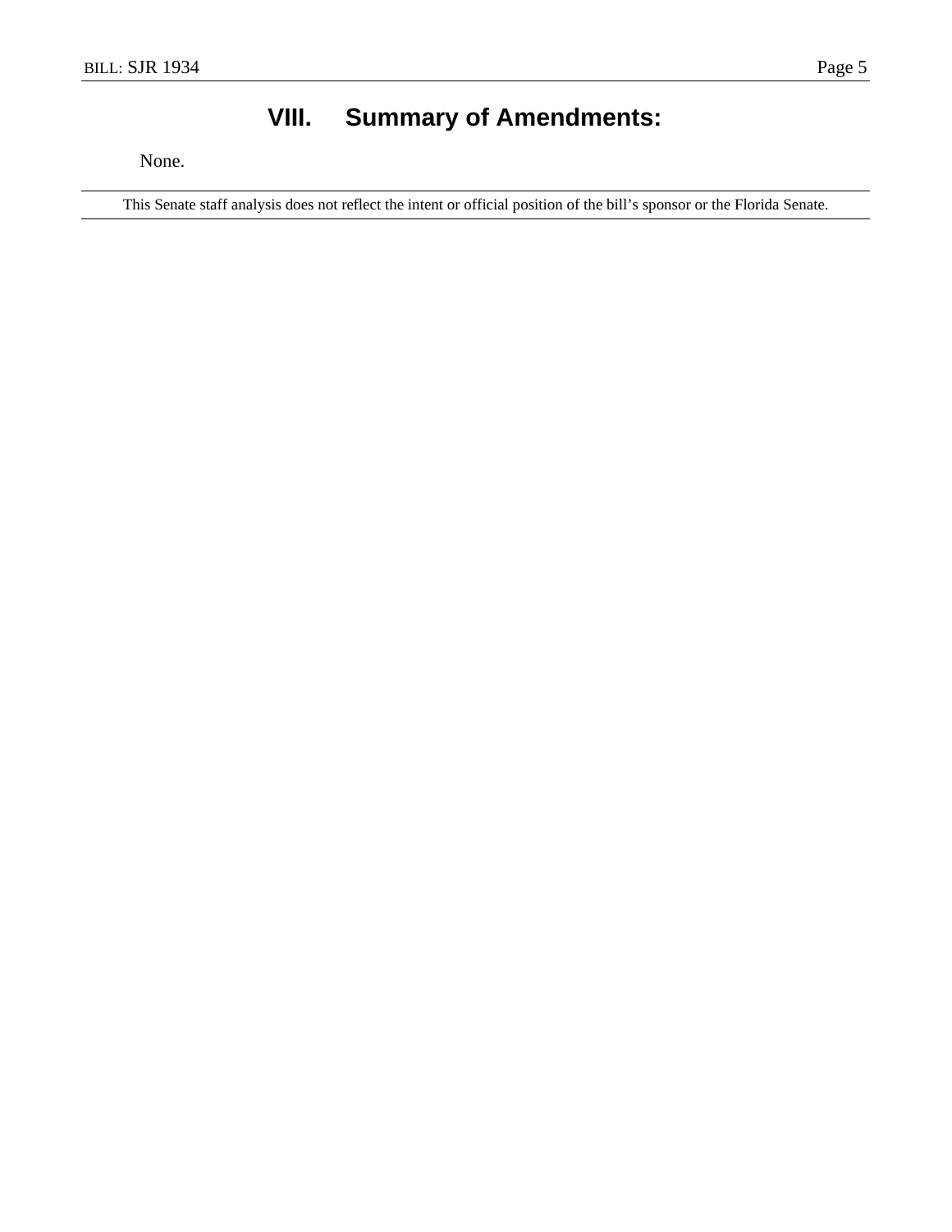## VIII. Summary of Amendments:

None.

This Senate staff analysis does not reflect the intent or official position of the bill's sponsor or the Florida Senate.